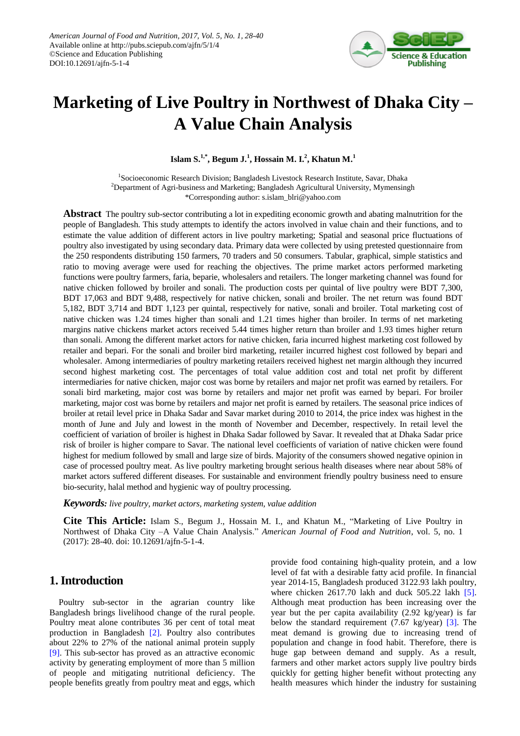# Marketing of Live Poultry in Northwest of Dhaka City – A Value Chain Analysis

**Islam S.[1,*], Begum J.[1], Hossain M. I.[2], Khatun M.[1]**

[1]Socioeconomic Research Division; Bangladesh Livestock Research Institute, Savar, Dhaka
[2]Department of Agri-business and Marketing; Bangladesh Agricultural University, Mymensingh
*Corresponding author: s.islam_blri@yahoo.com

**Abstract** The poultry sub-sector contributing a lot in expediting economic growth and abating malnutrition for the people of Bangladesh. This study attempts to identify the actors involved in value chain and their functions, and to estimate the value addition of different actors in live poultry marketing; Spatial and seasonal price fluctuations of poultry also investigated by using secondary data. Primary data were collected by using pretested questionnaire from the 250 respondents distributing 150 farmers, 70 traders and 50 consumers. Tabular, graphical, simple statistics and ratio to moving average were used for reaching the objectives. The prime market actors performed marketing functions were poultry farmers, faria, beparie, wholesalers and retailers. The longer marketing channel was found for native chicken followed by broiler and sonali. The production costs per quintal of live poultry were BDT 7,300, BDT 17,063 and BDT 9,488, respectively for native chicken, sonali and broiler. The net return was found BDT 5,182, BDT 3,714 and BDT 1,123 per quintal, respectively for native, sonali and broiler. Total marketing cost of native chicken was 1.24 times higher than sonali and 1.21 times higher than broiler. In terms of net marketing margins native chickens market actors received 5.44 times higher return than broiler and 1.93 times higher return than sonali. Among the different market actors for native chicken, faria incurred highest marketing cost followed by retailer and bepari. For the sonali and broiler bird marketing, retailer incurred highest cost followed by bepari and wholesaler. Among intermediaries of poultry marketing retailers received highest net margin although they incurred second highest marketing cost. The percentages of total value addition cost and total net profit by different intermediaries for native chicken, major cost was borne by retailers and major net profit was earned by retailers. For sonali bird marketing, major cost was borne by retailers and major net profit was earned by bepari. For broiler marketing, major cost was borne by retailers and major net profit is earned by retailers. The seasonal price indices of broiler at retail level price in Dhaka Sadar and Savar market during 2010 to 2014, the price index was highest in the month of June and July and lowest in the month of November and December, respectively. In retail level the coefficient of variation of broiler is highest in Dhaka Sadar followed by Savar. It revealed that at Dhaka Sadar price risk of broiler is higher compare to Savar. The national level coefficients of variation of native chicken were found highest for medium followed by small and large size of birds. Majority of the consumers showed negative opinion in case of processed poultry meat. As live poultry marketing brought serious health diseases where near about 58% of market actors suffered different diseases. For sustainable and environment friendly poultry business need to ensure bio-security, halal method and hygienic way of poultry processing.

***Keywords:*** *live poultry, market actors, marketing system, value addition*

**Cite This Article:** Islam S., Begum J., Hossain M. I., and Khatun M., "Marketing of Live Poultry in Northwest of Dhaka City –A Value Chain Analysis." *American Journal of Food and Nutrition*, vol. 5, no. 1 (2017): 28-40. doi: 10.12691/ajfn-5-1-4.

## 1. Introduction

Poultry sub-sector in the agrarian country like Bangladesh brings livelihood change of the rural people. Poultry meat alone contributes 36 per cent of total meat production in Bangladesh [2]. Poultry also contributes about 22% to 27% of the national animal protein supply [9]. This sub-sector has proved as an attractive economic activity by generating employment of more than 5 million of people and mitigating nutritional deficiency. The people benefits greatly from poultry meat and eggs, which provide food containing high-quality protein, and a low level of fat with a desirable fatty acid profile. In financial year 2014-15, Bangladesh produced 3122.93 lakh poultry, where chicken 2617.70 lakh and duck 505.22 lakh [5]. Although meat production has been increasing over the year but the per capita availability (2.92 kg/year) is far below the standard requirement (7.67 kg/year) [3]. The meat demand is growing due to increasing trend of population and change in food habit. Therefore, there is huge gap between demand and supply. As a result, farmers and other market actors supply live poultry birds quickly for getting higher benefit without protecting any health measures which hinder the industry for sustaining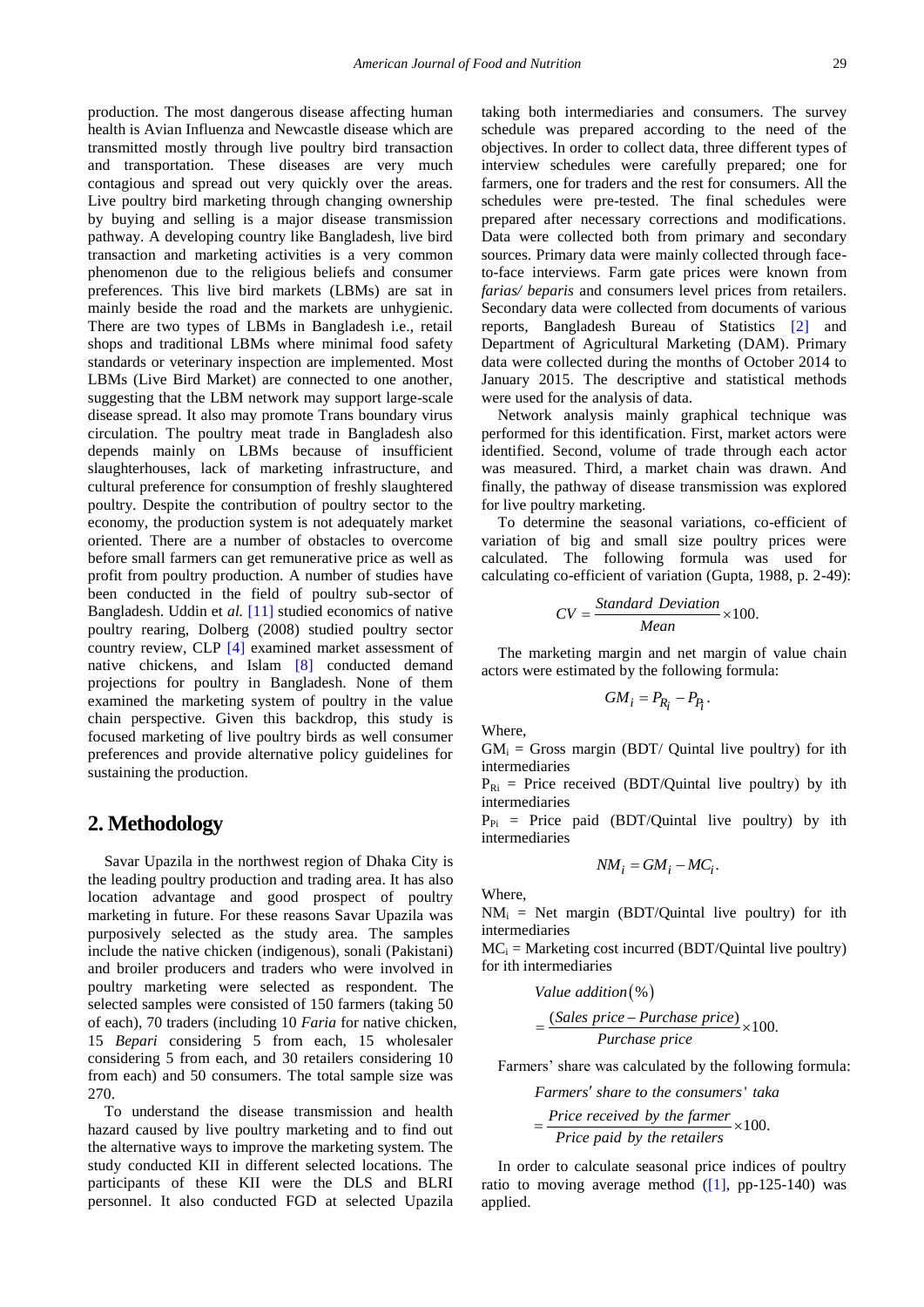production. The most dangerous disease affecting human health is Avian Influenza and Newcastle disease which are transmitted mostly through live poultry bird transaction and transportation. These diseases are very much contagious and spread out very quickly over the areas. Live poultry bird marketing through changing ownership by buying and selling is a major disease transmission pathway. A developing country like Bangladesh, live bird transaction and marketing activities is a very common phenomenon due to the religious beliefs and consumer preferences. This live bird markets (LBMs) are sat in mainly beside the road and the markets are unhygienic. There are two types of LBMs in Bangladesh i.e., retail shops and traditional LBMs where minimal food safety standards or veterinary inspection are implemented. Most LBMs (Live Bird Market) are connected to one another, suggesting that the LBM network may support large-scale disease spread. It also may promote Trans boundary virus circulation. The poultry meat trade in Bangladesh also depends mainly on LBMs because of insufficient slaughterhouses, lack of marketing infrastructure, and cultural preference for consumption of freshly slaughtered poultry. Despite the contribution of poultry sector to the economy, the production system is not adequately market oriented. There are a number of obstacles to overcome before small farmers can get remunerative price as well as profit from poultry production. A number of studies have been conducted in the field of poultry sub-sector of Bangladesh. Uddin et *al.* [11] studied economics of native poultry rearing, Dolberg (2008) studied poultry sector country review, CLP [4] examined market assessment of native chickens, and Islam [8] conducted demand projections for poultry in Bangladesh. None of them examined the marketing system of poultry in the value chain perspective. Given this backdrop, this study is focused marketing of live poultry birds as well consumer preferences and provide alternative policy guidelines for sustaining the production.

## 2. Methodology

Savar Upazila in the northwest region of Dhaka City is the leading poultry production and trading area. It has also location advantage and good prospect of poultry marketing in future. For these reasons Savar Upazila was purposively selected as the study area. The samples include the native chicken (indigenous), sonali (Pakistani) and broiler producers and traders who were involved in poultry marketing were selected as respondent. The selected samples were consisted of 150 farmers (taking 50 of each), 70 traders (including 10 *Faria* for native chicken, 15 *Bepari* considering 5 from each, 15 wholesaler considering 5 from each, and 30 retailers considering 10 from each) and 50 consumers. The total sample size was 270.

To understand the disease transmission and health hazard caused by live poultry marketing and to find out the alternative ways to improve the marketing system. The study conducted KII in different selected locations. The participants of these KII were the DLS and BLRI personnel. It also conducted FGD at selected Upazila taking both intermediaries and consumers. The survey schedule was prepared according to the need of the objectives. In order to collect data, three different types of interview schedules were carefully prepared; one for farmers, one for traders and the rest for consumers. All the schedules were pre-tested. The final schedules were prepared after necessary corrections and modifications. Data were collected both from primary and secondary sources. Primary data were mainly collected through face-to-face interviews. Farm gate prices were known from *farias/ beparis* and consumers level prices from retailers. Secondary data were collected from documents of various reports, Bangladesh Bureau of Statistics [2] and Department of Agricultural Marketing (DAM). Primary data were collected during the months of October 2014 to January 2015. The descriptive and statistical methods were used for the analysis of data.

Network analysis mainly graphical technique was performed for this identification. First, market actors were identified. Second, volume of trade through each actor was measured. Third, a market chain was drawn. And finally, the pathway of disease transmission was explored for live poultry marketing.

To determine the seasonal variations, co-efficient of variation of big and small size poultry prices were calculated. The following formula was used for calculating co-efficient of variation (Gupta, 1988, p. 2-49):

$$CV = \frac{Standard\ Deviation}{Mean} \times 100.$$

The marketing margin and net margin of value chain actors were estimated by the following formula:

$$GM_i = P_{R_i} - P_{P_i}.$$

Where,

$GM_i$ = Gross margin (BDT/ Quintal live poultry) for ith intermediaries

$P_{Ri}$ = Price received (BDT/Quintal live poultry) by ith intermediaries

$P_{Pi}$ = Price paid (BDT/Quintal live poultry) by ith intermediaries

$$NM_i = GM_i - MC_i.$$

Where,

$NM_i$ = Net margin (BDT/Quintal live poultry) for ith intermediaries

$MC_i$ = Marketing cost incurred (BDT/Quintal live poultry) for ith intermediaries

$$Value\ addition(\%) = \frac{(Sales\ price - Purchase\ price)}{Purchase\ price} \times 100.$$

Farmers' share was calculated by the following formula:

$$Farmers'\ share\ to\ the\ consumers'\ taka = \frac{Price\ received\ by\ the\ farmer}{Price\ paid\ by\ the\ retailers} \times 100.$$

In order to calculate seasonal price indices of poultry ratio to moving average method ([1], pp-125-140) was applied.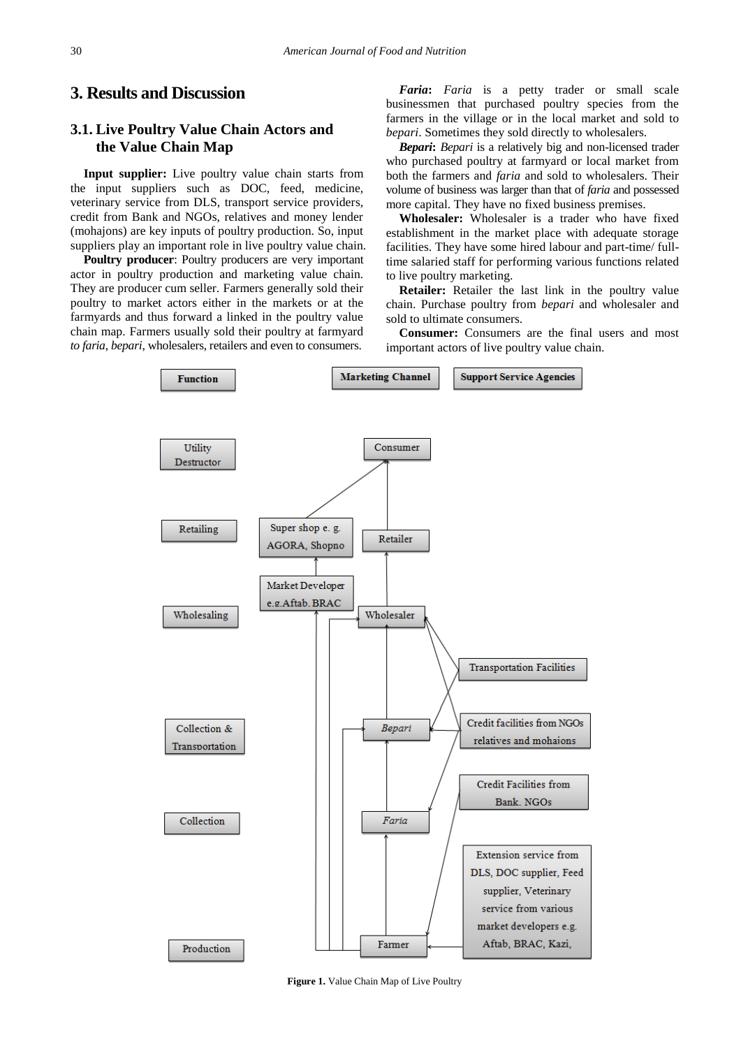## 3. Results and Discussion

### 3.1. Live Poultry Value Chain Actors and the Value Chain Map

**Input supplier:** Live poultry value chain starts from the input suppliers such as DOC, feed, medicine, veterinary service from DLS, transport service providers, credit from Bank and NGOs, relatives and money lender (mohajons) are key inputs of poultry production. So, input suppliers play an important role in live poultry value chain.

**Poultry producer**: Poultry producers are very important actor in poultry production and marketing value chain. They are producer cum seller. Farmers generally sold their poultry to market actors either in the markets or at the farmyards and thus forward a linked in the poultry value chain map. Farmers usually sold their poultry at farmyard *to faria*, *bepari*, wholesalers, retailers and even to consumers.

***Faria***: *Faria* is a petty trader or small scale businessmen that purchased poultry species from the farmers in the village or in the local market and sold to *bepari*. Sometimes they sold directly to wholesalers.

***Bepari***: *Bepari* is a relatively big and non-licensed trader who purchased poultry at farmyard or local market from both the farmers and *faria* and sold to wholesalers. Their volume of business was larger than that of *faria* and possessed more capital. They have no fixed business premises.

**Wholesaler:** Wholesaler is a trader who have fixed establishment in the market place with adequate storage facilities. They have some hired labour and part-time/ full-time salaried staff for performing various functions related to live poultry marketing.

**Retailer:** Retailer the last link in the poultry value chain. Purchase poultry from *bepari* and wholesaler and sold to ultimate consumers.

**Consumer:** Consumers are the final users and most important actors of live poultry value chain.

**Figure 1.** Value Chain Map of Live Poultry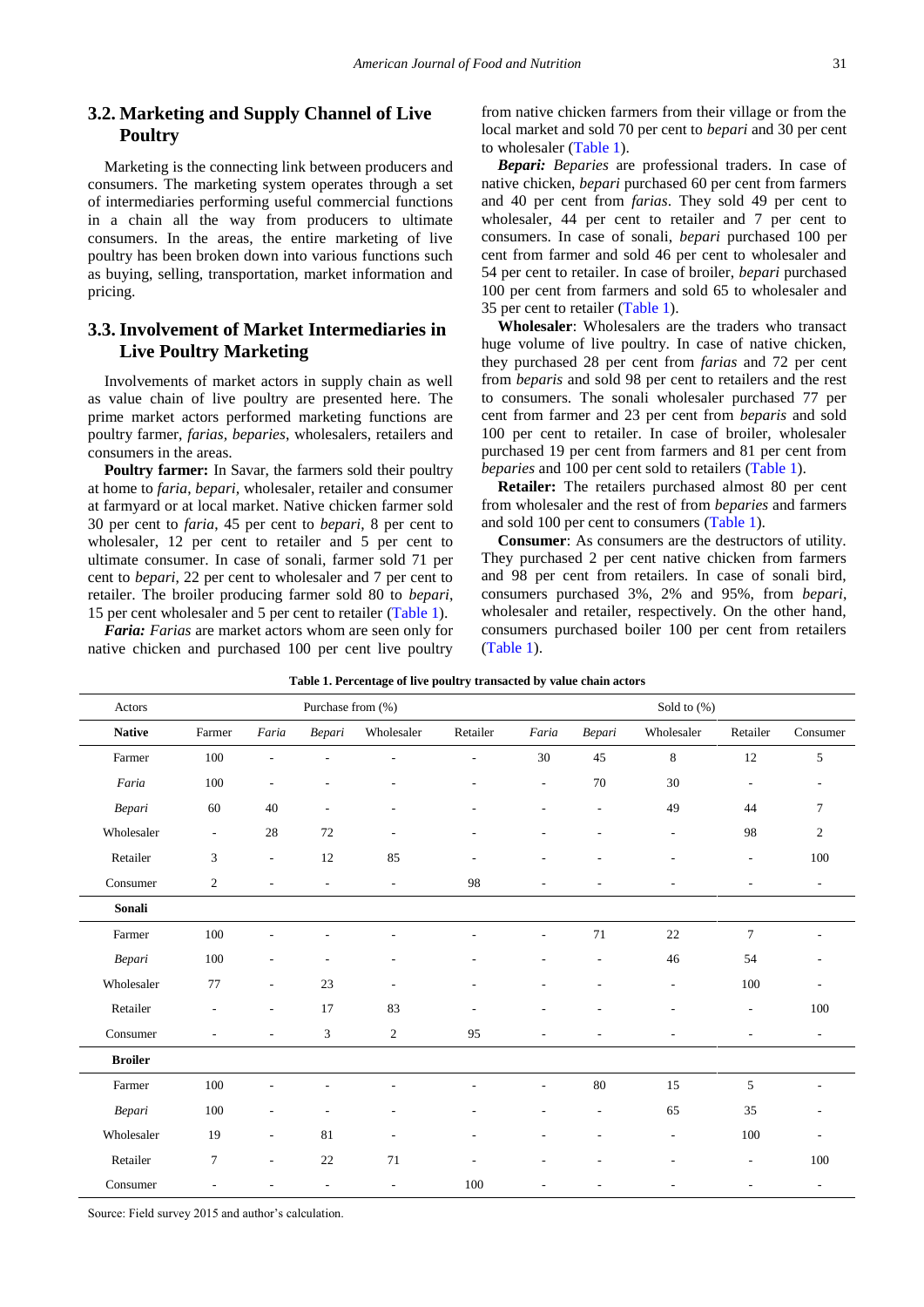## 3.2. Marketing and Supply Channel of Live Poultry

Marketing is the connecting link between producers and consumers. The marketing system operates through a set of intermediaries performing useful commercial functions in a chain all the way from producers to ultimate consumers. In the areas, the entire marketing of live poultry has been broken down into various functions such as buying, selling, transportation, market information and pricing.

## 3.3. Involvement of Market Intermediaries in Live Poultry Marketing

Involvements of market actors in supply chain as well as value chain of live poultry are presented here. The prime market actors performed marketing functions are poultry farmer, *farias*, *beparies*, wholesalers, retailers and consumers in the areas.

**Poultry farmer:** In Savar, the farmers sold their poultry at home to *faria*, *bepari*, wholesaler, retailer and consumer at farmyard or at local market. Native chicken farmer sold 30 per cent to *faria*, 45 per cent to *bepari*, 8 per cent to wholesaler, 12 per cent to retailer and 5 per cent to ultimate consumer. In case of sonali, farmer sold 71 per cent to *bepari*, 22 per cent to wholesaler and 7 per cent to retailer. The broiler producing farmer sold 80 to *bepari*, 15 per cent wholesaler and 5 per cent to retailer (Table 1).

***Faria:*** *Farias* are market actors whom are seen only for native chicken and purchased 100 per cent live poultry from native chicken farmers from their village or from the local market and sold 70 per cent to *bepari* and 30 per cent to wholesaler (Table 1).

***Bepari:*** *Beparies* are professional traders. In case of native chicken, *bepari* purchased 60 per cent from farmers and 40 per cent from *farias*. They sold 49 per cent to wholesaler, 44 per cent to retailer and 7 per cent to consumers. In case of sonali, *bepari* purchased 100 per cent from farmer and sold 46 per cent to wholesaler and 54 per cent to retailer. In case of broiler, *bepari* purchased 100 per cent from farmers and sold 65 to wholesaler and 35 per cent to retailer (Table 1).

**Wholesaler**: Wholesalers are the traders who transact huge volume of live poultry. In case of native chicken, they purchased 28 per cent from *farias* and 72 per cent from *beparis* and sold 98 per cent to retailers and the rest to consumers. The sonali wholesaler purchased 77 per cent from farmer and 23 per cent from *beparis* and sold 100 per cent to retailer. In case of broiler, wholesaler purchased 19 per cent from farmers and 81 per cent from *beparies* and 100 per cent sold to retailers (Table 1).

**Retailer:** The retailers purchased almost 80 per cent from wholesaler and the rest of from *beparies* and farmers and sold 100 per cent to consumers (Table 1).

**Consumer**: As consumers are the destructors of utility. They purchased 2 per cent native chicken from farmers and 98 per cent from retailers. In case of sonali bird, consumers purchased 3%, 2% and 95%, from *bepari*, wholesaler and retailer, respectively. On the other hand, consumers purchased boiler 100 per cent from retailers (Table 1).

**Table 1. Percentage of live poultry transacted by value chain actors**

| Actors | Purchase from (%) | | | | | Sold to (%) | | | | |
|---|---|---|---|---|---|---|---|---|---|---|
| **Native** | Farmer | *Faria* | *Bepari* | Wholesaler | Retailer | *Faria* | *Bepari* | Wholesaler | Retailer | Consumer |
| Farmer | 100 | - | - | - | - | 30 | 45 | 8 | 12 | 5 |
| *Faria* | 100 | - | - | - | - | - | 70 | 30 | - | - |
| *Bepari* | 60 | 40 | - | - | - | - | - | 49 | 44 | 7 |
| Wholesaler | - | 28 | 72 | - | - | - | - | - | 98 | 2 |
| Retailer | 3 | - | 12 | 85 | - | - | - | - | - | 100 |
| Consumer | 2 | - | - | - | 98 | - | - | - | - | - |
| **Sonali** | | | | | | | | | | |
| Farmer | 100 | - | - | - | - | - | 71 | 22 | 7 | - |
| *Bepari* | 100 | - | - | - | - | - | - | 46 | 54 | - |
| Wholesaler | 77 | - | 23 | - | - | - | - | - | 100 | - |
| Retailer | - | - | 17 | 83 | - | - | - | - | - | 100 |
| Consumer | - | - | 3 | 2 | 95 | - | - | - | - | - |
| **Broiler** | | | | | | | | | | |
| Farmer | 100 | - | - | - | - | - | 80 | 15 | 5 | - |
| *Bepari* | 100 | - | - | - | - | - | - | 65 | 35 | - |
| Wholesaler | 19 | - | 81 | - | - | - | - | - | 100 | - |
| Retailer | 7 | - | 22 | 71 | - | - | - | - | - | 100 |
| Consumer | - | - | - | - | 100 | - | - | - | - | - |

Source: Field survey 2015 and author's calculation.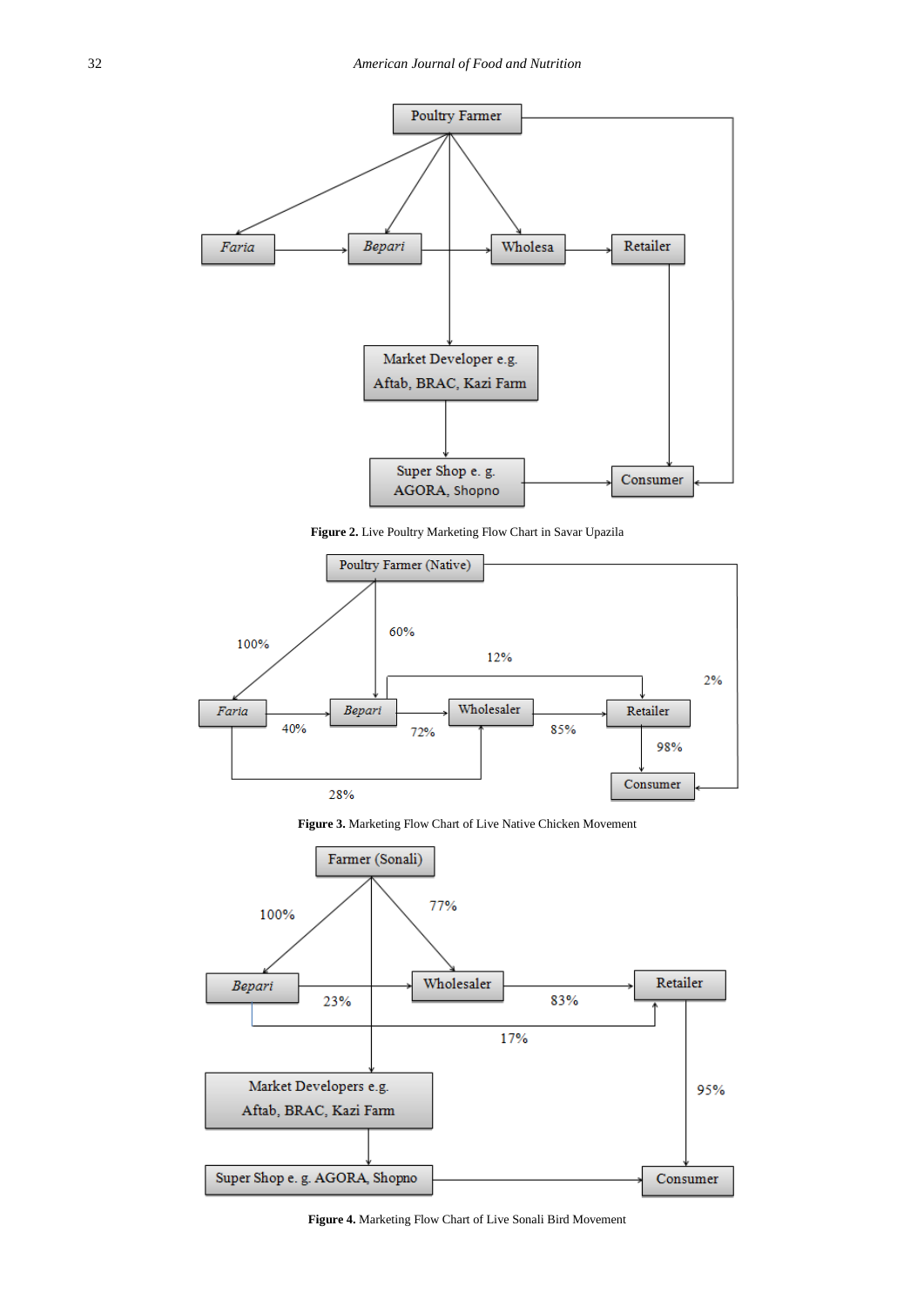Figure 2. Live Poultry Marketing Flow Chart in Savar Upazila

Figure 3. Marketing Flow Chart of Live Native Chicken Movement

Figure 4. Marketing Flow Chart of Live Sonali Bird Movement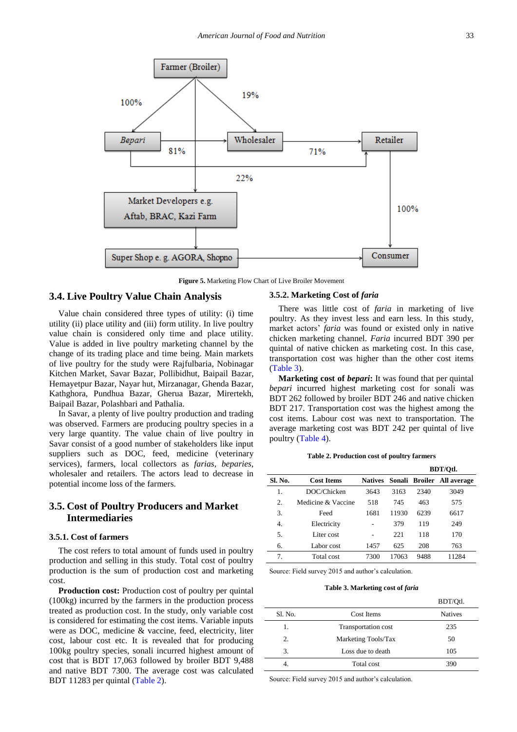Figure 5. Marketing Flow Chart of Live Broiler Movement

## 3.4. Live Poultry Value Chain Analysis

Value chain considered three types of utility: (i) time utility (ii) place utility and (iii) form utility. In live poultry value chain is considered only time and place utility. Value is added in live poultry marketing channel by the change of its trading place and time being. Main markets of live poultry for the study were Rajfulbaria, Nobinagar Kitchen Market, Savar Bazar, Pollibidhut, Baipail Bazar, Hemayetpur Bazar, Nayar hut, Mirzanagar, Ghenda Bazar, Kathghora, Pundhua Bazar, Gherua Bazar, Mirertekh, Baipail Bazar, Polashbari and Pathalia.

In Savar, a plenty of live poultry production and trading was observed. Farmers are producing poultry species in a very large quantity. The value chain of live poultry in Savar consist of a good number of stakeholders like input suppliers such as DOC, feed, medicine (veterinary services), farmers, local collectors as *farias*, *beparies*, wholesaler and retailers. The actors lead to decrease in potential income loss of the farmers.

## 3.5. Cost of Poultry Producers and Market Intermediaries

### 3.5.1. Cost of farmers

The cost refers to total amount of funds used in poultry production and selling in this study. Total cost of poultry production is the sum of production cost and marketing cost.

**Production cost:** Production cost of poultry per quintal (100kg) incurred by the farmers in the production process treated as production cost. In the study, only variable cost is considered for estimating the cost items. Variable inputs were as DOC, medicine & vaccine, feed, electricity, liter cost, labour cost etc. It is revealed that for producing 100kg poultry species, sonali incurred highest amount of cost that is BDT 17,063 followed by broiler BDT 9,488 and native BDT 7300. The average cost was calculated BDT 11283 per quintal (Table 2).

### 3.5.2. Marketing Cost of *faria*

There was little cost of *faria* in marketing of live poultry. As they invest less and earn less. In this study, market actors' *faria* was found or existed only in native chicken marketing channel. *Faria* incurred BDT 390 per quintal of native chicken as marketing cost. In this case, transportation cost was higher than the other cost items (Table 3).

**Marketing cost of *bepari*:** It was found that per quintal *bepari* incurred highest marketing cost for sonali was BDT 262 followed by broiler BDT 246 and native chicken BDT 217. Transportation cost was the highest among the cost items. Labour cost was next to transportation. The average marketing cost was BDT 242 per quintal of live poultry (Table 4).

**Table 2. Production cost of poultry farmers**

BDT/Qtl.

| Sl. No. | Cost Items | Natives | Sonali | Broiler | All average |
|---|---|---|---|---|---|
| 1. | DOC/Chicken | 3643 | 3163 | 2340 | 3049 |
| 2. | Medicine & Vaccine | 518 | 745 | 463 | 575 |
| 3. | Feed | 1681 | 11930 | 6239 | 6617 |
| 4. | Electricity | - | 379 | 119 | 249 |
| 5. | Liter cost | - | 221 | 118 | 170 |
| 6. | Labor cost | 1457 | 625 | 208 | 763 |
| 7. | Total cost | 7300 | 17063 | 9488 | 11284 |

Source: Field survey 2015 and author's calculation.

**Table 3. Marketing cost of *faria***

BDT/Qtl.

| Sl. No. | Cost Items | Natives |
|---|---|---|
| 1. | Transportation cost | 235 |
| 2. | Marketing Tools/Tax | 50 |
| 3. | Loss due to death | 105 |
| 4. | Total cost | 390 |

Source: Field survey 2015 and author's calculation.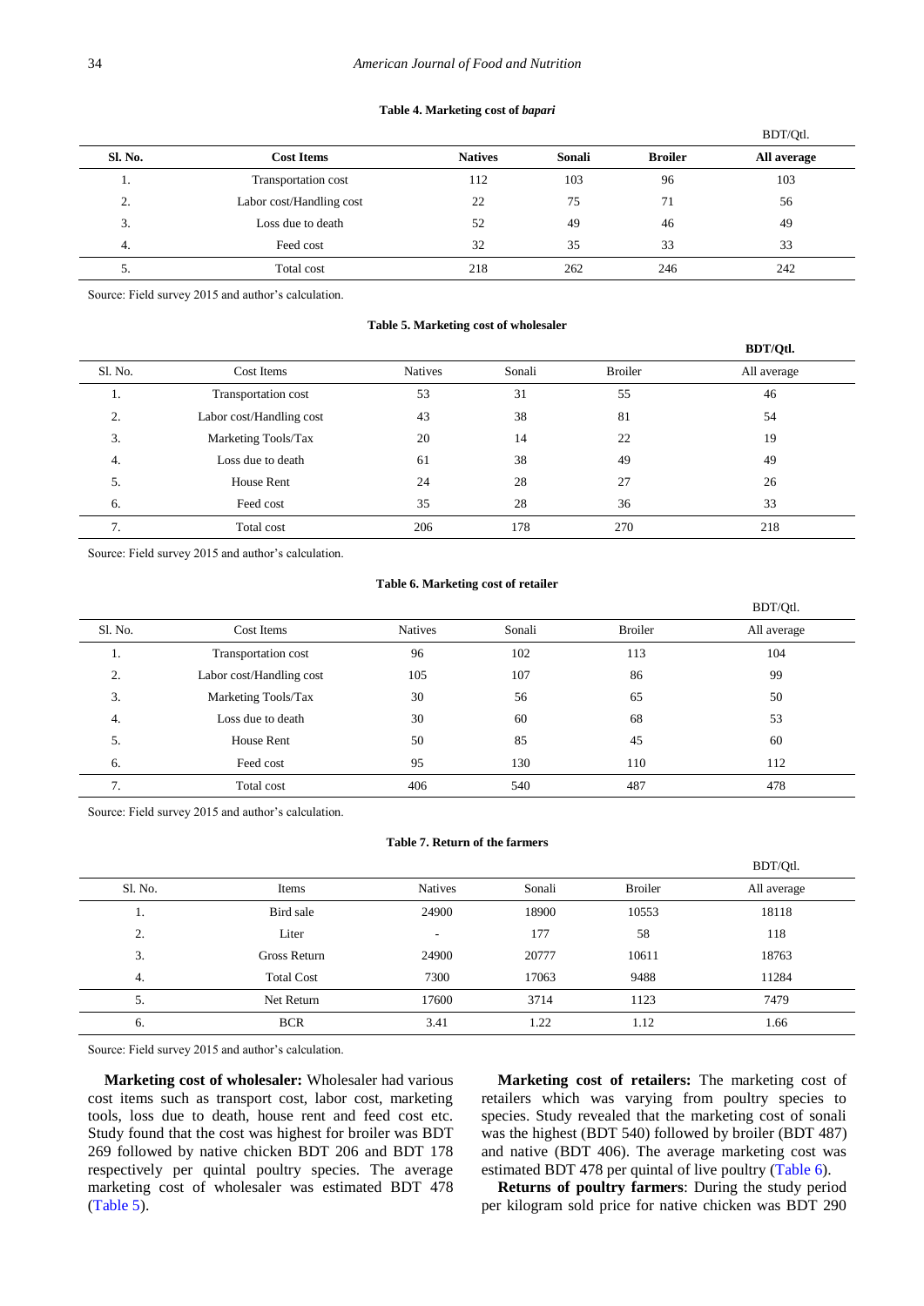**Table 4. Marketing cost of *bapari***

BDT/Qtl.

| Sl. No. | Cost Items | Natives | Sonali | Broiler | All average |
|---|---|---|---|---|---|
| 1. | Transportation cost | 112 | 103 | 96 | 103 |
| 2. | Labor cost/Handling cost | 22 | 75 | 71 | 56 |
| 3. | Loss due to death | 52 | 49 | 46 | 49 |
| 4. | Feed cost | 32 | 35 | 33 | 33 |
| 5. | Total cost | 218 | 262 | 246 | 242 |

Source: Field survey 2015 and author's calculation.

**Table 5. Marketing cost of wholesaler**

**BDT/Qtl.**

| Sl. No. | Cost Items | Natives | Sonali | Broiler | All average |
|---|---|---|---|---|---|
| 1. | Transportation cost | 53 | 31 | 55 | 46 |
| 2. | Labor cost/Handling cost | 43 | 38 | 81 | 54 |
| 3. | Marketing Tools/Tax | 20 | 14 | 22 | 19 |
| 4. | Loss due to death | 61 | 38 | 49 | 49 |
| 5. | House Rent | 24 | 28 | 27 | 26 |
| 6. | Feed cost | 35 | 28 | 36 | 33 |
| 7. | Total cost | 206 | 178 | 270 | 218 |

Source: Field survey 2015 and author's calculation.

**Table 6. Marketing cost of retailer**

BDT/Qtl.

| Sl. No. | Cost Items | Natives | Sonali | Broiler | All average |
|---|---|---|---|---|---|
| 1. | Transportation cost | 96 | 102 | 113 | 104 |
| 2. | Labor cost/Handling cost | 105 | 107 | 86 | 99 |
| 3. | Marketing Tools/Tax | 30 | 56 | 65 | 50 |
| 4. | Loss due to death | 30 | 60 | 68 | 53 |
| 5. | House Rent | 50 | 85 | 45 | 60 |
| 6. | Feed cost | 95 | 130 | 110 | 112 |
| 7. | Total cost | 406 | 540 | 487 | 478 |

Source: Field survey 2015 and author's calculation.

**Table 7. Return of the farmers**

BDT/Qtl.

| Sl. No. | Items | Natives | Sonali | Broiler | All average |
|---|---|---|---|---|---|
| 1. | Bird sale | 24900 | 18900 | 10553 | 18118 |
| 2. | Liter | - | 177 | 58 | 118 |
| 3. | Gross Return | 24900 | 20777 | 10611 | 18763 |
| 4. | Total Cost | 7300 | 17063 | 9488 | 11284 |
| 5. | Net Return | 17600 | 3714 | 1123 | 7479 |
| 6. | BCR | 3.41 | 1.22 | 1.12 | 1.66 |

Source: Field survey 2015 and author's calculation.

**Marketing cost of wholesaler:** Wholesaler had various cost items such as transport cost, labor cost, marketing tools, loss due to death, house rent and feed cost etc. Study found that the cost was highest for broiler was BDT 269 followed by native chicken BDT 206 and BDT 178 respectively per quintal poultry species. The average marketing cost of wholesaler was estimated BDT 478 (Table 5).

**Marketing cost of retailers:** The marketing cost of retailers which was varying from poultry species to species. Study revealed that the marketing cost of sonali was the highest (BDT 540) followed by broiler (BDT 487) and native (BDT 406). The average marketing cost was estimated BDT 478 per quintal of live poultry (Table 6).

**Returns of poultry farmers**: During the study period per kilogram sold price for native chicken was BDT 290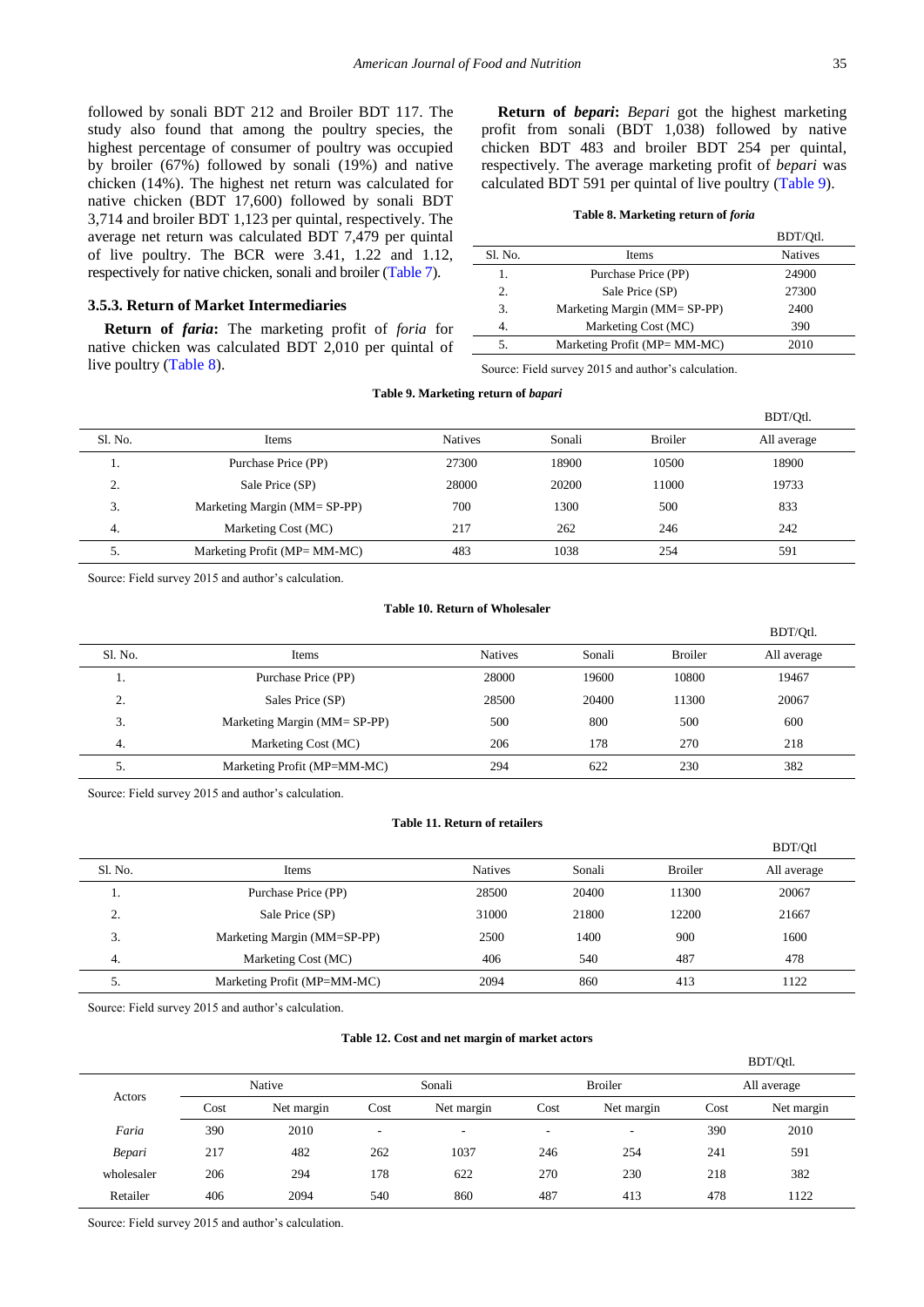followed by sonali BDT 212 and Broiler BDT 117. The study also found that among the poultry species, the highest percentage of consumer of poultry was occupied by broiler (67%) followed by sonali (19%) and native chicken (14%). The highest net return was calculated for native chicken (BDT 17,600) followed by sonali BDT 3,714 and broiler BDT 1,123 per quintal, respectively. The average net return was calculated BDT 7,479 per quintal of live poultry. The BCR were 3.41, 1.22 and 1.12, respectively for native chicken, sonali and broiler (Table 7).

### 3.5.3. Return of Market Intermediaries

**Return of *faria*:** The marketing profit of *foria* for native chicken was calculated BDT 2,010 per quintal of live poultry (Table 8).

**Return of *bepari*:** *Bepari* got the highest marketing profit from sonali (BDT 1,038) followed by native chicken BDT 483 and broiler BDT 254 per quintal, respectively. The average marketing profit of *bepari* was calculated BDT 591 per quintal of live poultry (Table 9).

**Table 8. Marketing return of *foria***

| | | BDT/Qtl. |
|---|---|---|
| Sl. No. | Items | Natives |
| 1. | Purchase Price (PP) | 24900 |
| 2. | Sale Price (SP) | 27300 |
| 3. | Marketing Margin (MM= SP-PP) | 2400 |
| 4. | Marketing Cost (MC) | 390 |
| 5. | Marketing Profit (MP= MM-MC) | 2010 |

Source: Field survey 2015 and author's calculation.

**Table 9. Marketing return of *bapari***

| | | | | | BDT/Qtl. |
|---|---|---|---|---|---|
| Sl. No. | Items | Natives | Sonali | Broiler | All average |
| 1. | Purchase Price (PP) | 27300 | 18900 | 10500 | 18900 |
| 2. | Sale Price (SP) | 28000 | 20200 | 11000 | 19733 |
| 3. | Marketing Margin (MM= SP-PP) | 700 | 1300 | 500 | 833 |
| 4. | Marketing Cost (MC) | 217 | 262 | 246 | 242 |
| 5. | Marketing Profit (MP= MM-MC) | 483 | 1038 | 254 | 591 |

Source: Field survey 2015 and author's calculation.

**Table 10. Return of Wholesaler**

| | | | | | BDT/Qtl. |
|---|---|---|---|---|---|
| Sl. No. | Items | Natives | Sonali | Broiler | All average |
| 1. | Purchase Price (PP) | 28000 | 19600 | 10800 | 19467 |
| 2. | Sales Price (SP) | 28500 | 20400 | 11300 | 20067 |
| 3. | Marketing Margin (MM= SP-PP) | 500 | 800 | 500 | 600 |
| 4. | Marketing Cost (MC) | 206 | 178 | 270 | 218 |
| 5. | Marketing Profit (MP=MM-MC) | 294 | 622 | 230 | 382 |

Source: Field survey 2015 and author's calculation.

**Table 11. Return of retailers**

| | | | | | BDT/Qtl |
|---|---|---|---|---|---|
| Sl. No. | Items | Natives | Sonali | Broiler | All average |
| 1. | Purchase Price (PP) | 28500 | 20400 | 11300 | 20067 |
| 2. | Sale Price (SP) | 31000 | 21800 | 12200 | 21667 |
| 3. | Marketing Margin (MM=SP-PP) | 2500 | 1400 | 900 | 1600 |
| 4. | Marketing Cost (MC) | 406 | 540 | 487 | 478 |
| 5. | Marketing Profit (MP=MM-MC) | 2094 | 860 | 413 | 1122 |

Source: Field survey 2015 and author's calculation.

**Table 12. Cost and net margin of market actors**

| | | | | | | | | BDT/Qtl. |
|---|---|---|---|---|---|---|---|---|
| Actors | Native | | Sonali | | Broiler | | All average | |
| | Cost | Net margin | Cost | Net margin | Cost | Net margin | Cost | Net margin |
| *Faria* | 390 | 2010 | - | - | - | - | 390 | 2010 |
| *Bepari* | 217 | 482 | 262 | 1037 | 246 | 254 | 241 | 591 |
| wholesaler | 206 | 294 | 178 | 622 | 270 | 230 | 218 | 382 |
| Retailer | 406 | 2094 | 540 | 860 | 487 | 413 | 478 | 1122 |

Source: Field survey 2015 and author's calculation.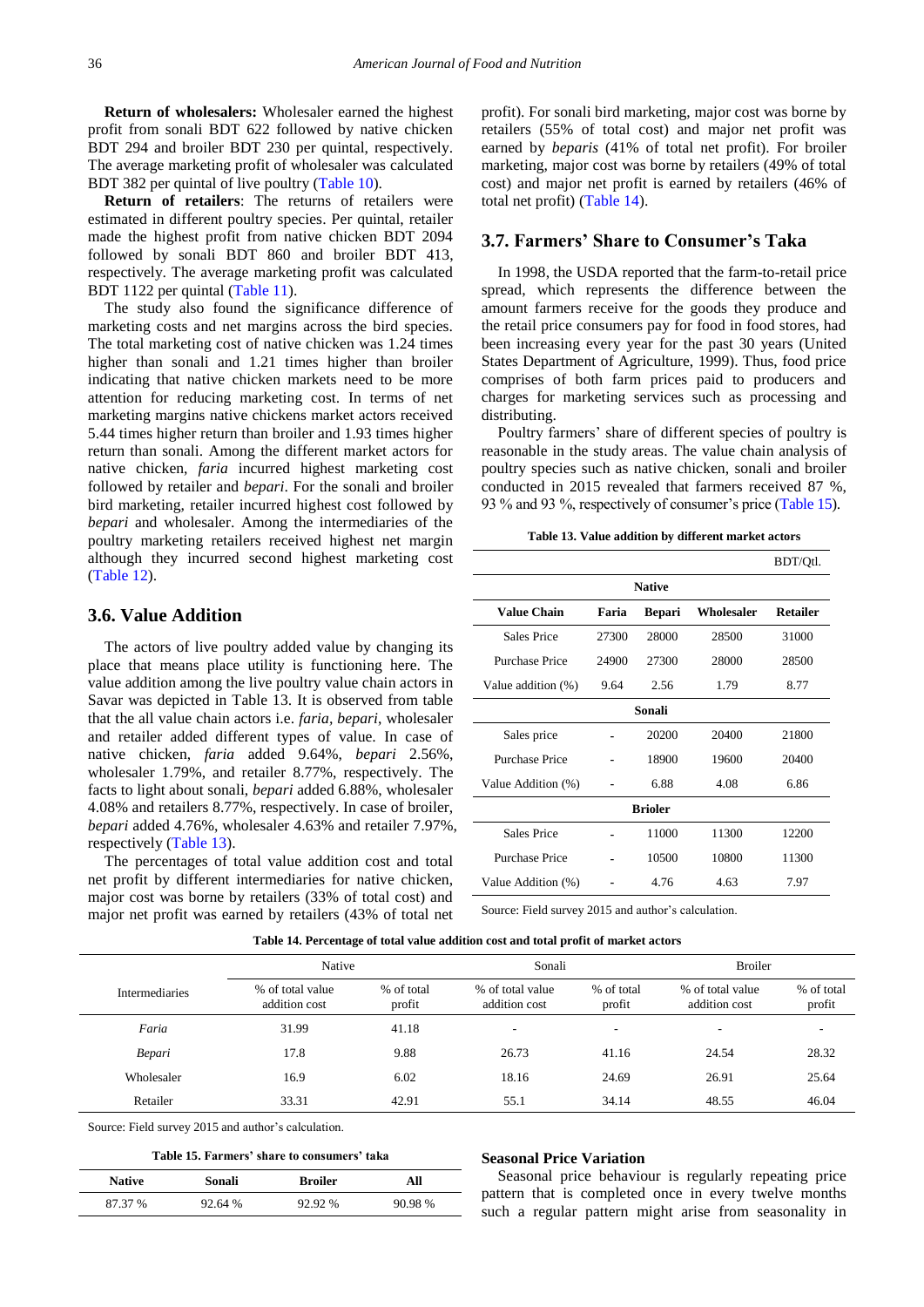**Return of wholesalers:** Wholesaler earned the highest profit from sonali BDT 622 followed by native chicken BDT 294 and broiler BDT 230 per quintal, respectively. The average marketing profit of wholesaler was calculated BDT 382 per quintal of live poultry (Table 10).

**Return of retailers**: The returns of retailers were estimated in different poultry species. Per quintal, retailer made the highest profit from native chicken BDT 2094 followed by sonali BDT 860 and broiler BDT 413, respectively. The average marketing profit was calculated BDT 1122 per quintal (Table 11).

The study also found the significance difference of marketing costs and net margins across the bird species. The total marketing cost of native chicken was 1.24 times higher than sonali and 1.21 times higher than broiler indicating that native chicken markets need to be more attention for reducing marketing cost. In terms of net marketing margins native chickens market actors received 5.44 times higher return than broiler and 1.93 times higher return than sonali. Among the different market actors for native chicken, *faria* incurred highest marketing cost followed by retailer and *bepari*. For the sonali and broiler bird marketing, retailer incurred highest cost followed by *bepari* and wholesaler. Among the intermediaries of the poultry marketing retailers received highest net margin although they incurred second highest marketing cost (Table 12).

## 3.6. Value Addition

The actors of live poultry added value by changing its place that means place utility is functioning here. The value addition among the live poultry value chain actors in Savar was depicted in Table 13. It is observed from table that the all value chain actors i.e. *faria*, *bepari*, wholesaler and retailer added different types of value. In case of native chicken, *faria* added 9.64%, *bepari* 2.56%, wholesaler 1.79%, and retailer 8.77%, respectively. The facts to light about sonali, *bepari* added 6.88%, wholesaler 4.08% and retailers 8.77%, respectively. In case of broiler, *bepari* added 4.76%, wholesaler 4.63% and retailer 7.97%, respectively (Table 13).

The percentages of total value addition cost and total net profit by different intermediaries for native chicken, major cost was borne by retailers (33% of total cost) and major net profit was earned by retailers (43% of total net profit). For sonali bird marketing, major cost was borne by retailers (55% of total cost) and major net profit was earned by *beparis* (41% of total net profit). For broiler marketing, major cost was borne by retailers (49% of total cost) and major net profit is earned by retailers (46% of total net profit) (Table 14).

## 3.7. Farmers' Share to Consumer's Taka

In 1998, the USDA reported that the farm-to-retail price spread, which represents the difference between the amount farmers receive for the goods they produce and the retail price consumers pay for food in food stores, had been increasing every year for the past 30 years (United States Department of Agriculture, 1999). Thus, food price comprises of both farm prices paid to producers and charges for marketing services such as processing and distributing.

Poultry farmers' share of different species of poultry is reasonable in the study areas. The value chain analysis of poultry species such as native chicken, sonali and broiler conducted in 2015 revealed that farmers received 87 %, 93 % and 93 %, respectively of consumer's price (Table 15).

**Table 13. Value addition by different market actors**

BDT/Qtl.

| Value Chain | Faria | Bepari | Wholesaler | Retailer |
|---|---|---|---|---|
| **Native** | | | | |
| Sales Price | 27300 | 28000 | 28500 | 31000 |
| Purchase Price | 24900 | 27300 | 28000 | 28500 |
| Value addition (%) | 9.64 | 2.56 | 1.79 | 8.77 |
| **Sonali** | | | | |
| Sales price | - | 20200 | 20400 | 21800 |
| Purchase Price | - | 18900 | 19600 | 20400 |
| Value Addition (%) | - | 6.88 | 4.08 | 6.86 |
| **Brioler** | | | | |
| Sales Price | - | 11000 | 11300 | 12200 |
| Purchase Price | - | 10500 | 10800 | 11300 |
| Value Addition (%) | - | 4.76 | 4.63 | 7.97 |

Source: Field survey 2015 and author's calculation.

**Table 14. Percentage of total value addition cost and total profit of market actors**

| Intermediaries | Native | | Sonali | | Broiler | |
|---|---|---|---|---|---|---|
| | % of total value addition cost | % of total profit | % of total value addition cost | % of total profit | % of total value addition cost | % of total profit |
| *Faria* | 31.99 | 41.18 | - | - | - | - |
| *Bepari* | 17.8 | 9.88 | 26.73 | 41.16 | 24.54 | 28.32 |
| Wholesaler | 16.9 | 6.02 | 18.16 | 24.69 | 26.91 | 25.64 |
| Retailer | 33.31 | 42.91 | 55.1 | 34.14 | 48.55 | 46.04 |

Source: Field survey 2015 and author's calculation.

**Table 15. Farmers' share to consumers' taka**

| Native | Sonali | Broiler | All |
|---|---|---|---|
| 87.37 % | 92.64 % | 92.92 % | 90.98 % |

**Seasonal Price Variation**

Seasonal price behaviour is regularly repeating price pattern that is completed once in every twelve months such a regular pattern might arise from seasonality in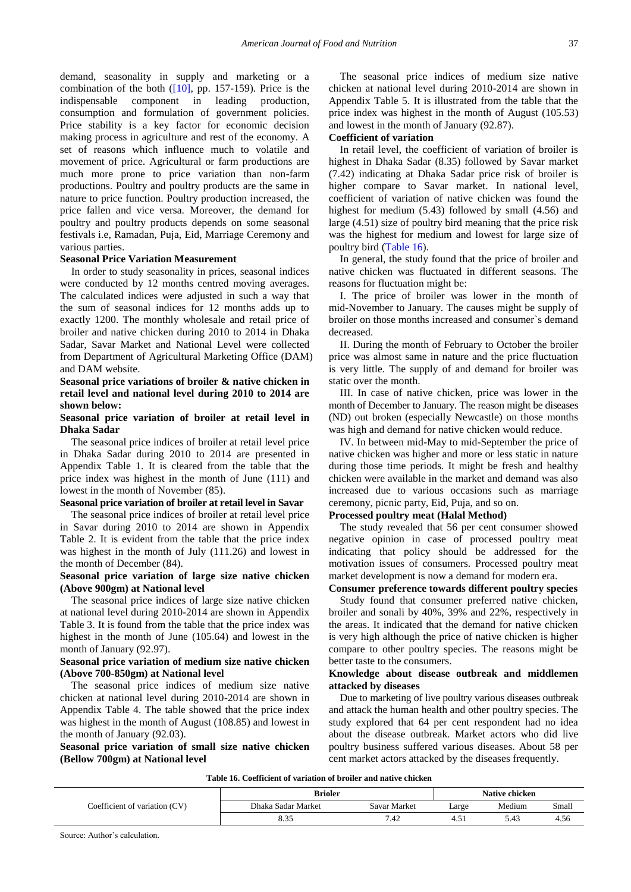demand, seasonality in supply and marketing or a combination of the both ([10], pp. 157-159). Price is the indispensable component in leading production, consumption and formulation of government policies. Price stability is a key factor for economic decision making process in agriculture and rest of the economy. A set of reasons which influence much to volatile and movement of price. Agricultural or farm productions are much more prone to price variation than non-farm productions. Poultry and poultry products are the same in nature to price function. Poultry production increased, the price fallen and vice versa. Moreover, the demand for poultry and poultry products depends on some seasonal festivals i.e, Ramadan, Puja, Eid, Marriage Ceremony and various parties.

**Seasonal Price Variation Measurement**

In order to study seasonality in prices, seasonal indices were conducted by 12 months centred moving averages. The calculated indices were adjusted in such a way that the sum of seasonal indices for 12 months adds up to exactly 1200. The monthly wholesale and retail price of broiler and native chicken during 2010 to 2014 in Dhaka Sadar, Savar Market and National Level were collected from Department of Agricultural Marketing Office (DAM) and DAM website.

**Seasonal price variations of broiler & native chicken in retail level and national level during 2010 to 2014 are shown below:**

**Seasonal price variation of broiler at retail level in Dhaka Sadar**

The seasonal price indices of broiler at retail level price in Dhaka Sadar during 2010 to 2014 are presented in Appendix Table 1. It is cleared from the table that the price index was highest in the month of June (111) and lowest in the month of November (85).

**Seasonal price variation of broiler at retail level in Savar**

The seasonal price indices of broiler at retail level price in Savar during 2010 to 2014 are shown in Appendix Table 2. It is evident from the table that the price index was highest in the month of July (111.26) and lowest in the month of December (84).

**Seasonal price variation of large size native chicken (Above 900gm) at National level**

The seasonal price indices of large size native chicken at national level during 2010-2014 are shown in Appendix Table 3. It is found from the table that the price index was highest in the month of June (105.64) and lowest in the month of January (92.97).

**Seasonal price variation of medium size native chicken (Above 700-850gm) at National level**

The seasonal price indices of medium size native chicken at national level during 2010-2014 are shown in Appendix Table 4. The table showed that the price index was highest in the month of August (108.85) and lowest in the month of January (92.03).

**Seasonal price variation of small size native chicken (Bellow 700gm) at National level**

The seasonal price indices of medium size native chicken at national level during 2010-2014 are shown in Appendix Table 5. It is illustrated from the table that the price index was highest in the month of August (105.53) and lowest in the month of January (92.87).

**Coefficient of variation**

In retail level, the coefficient of variation of broiler is highest in Dhaka Sadar (8.35) followed by Savar market (7.42) indicating at Dhaka Sadar price risk of broiler is higher compare to Savar market. In national level, coefficient of variation of native chicken was found the highest for medium (5.43) followed by small (4.56) and large (4.51) size of poultry bird meaning that the price risk was the highest for medium and lowest for large size of poultry bird (Table 16).

In general, the study found that the price of broiler and native chicken was fluctuated in different seasons. The reasons for fluctuation might be:

I. The price of broiler was lower in the month of mid-November to January. The causes might be supply of broiler on those months increased and consumer`s demand decreased.

II. During the month of February to October the broiler price was almost same in nature and the price fluctuation is very little. The supply of and demand for broiler was static over the month.

III. In case of native chicken, price was lower in the month of December to January. The reason might be diseases (ND) out broken (especially Newcastle) on those months was high and demand for native chicken would reduce.

IV. In between mid-May to mid-September the price of native chicken was higher and more or less static in nature during those time periods. It might be fresh and healthy chicken were available in the market and demand was also increased due to various occasions such as marriage ceremony, picnic party, Eid, Puja, and so on.

**Processed poultry meat (Halal Method)**

The study revealed that 56 per cent consumer showed negative opinion in case of processed poultry meat indicating that policy should be addressed for the motivation issues of consumers. Processed poultry meat market development is now a demand for modern era.

**Consumer preference towards different poultry species**

Study found that consumer preferred native chicken, broiler and sonali by 40%, 39% and 22%, respectively in the areas. It indicated that the demand for native chicken is very high although the price of native chicken is higher compare to other poultry species. The reasons might be better taste to the consumers.

**Knowledge about disease outbreak and middlemen attacked by diseases**

Due to marketing of live poultry various diseases outbreak and attack the human health and other poultry species. The study explored that 64 per cent respondent had no idea about the disease outbreak. Market actors who did live poultry business suffered various diseases. About 58 per cent market actors attacked by the diseases frequently.

**Table 16. Coefficient of variation of broiler and native chicken**

| Coefficient of variation (CV) | Brioler | | Native chicken | | |
|---|---|---|---|---|---|
| | Dhaka Sadar Market | Savar Market | Large | Medium | Small |
| | 8.35 | 7.42 | 4.51 | 5.43 | 4.56 |

Source: Author's calculation.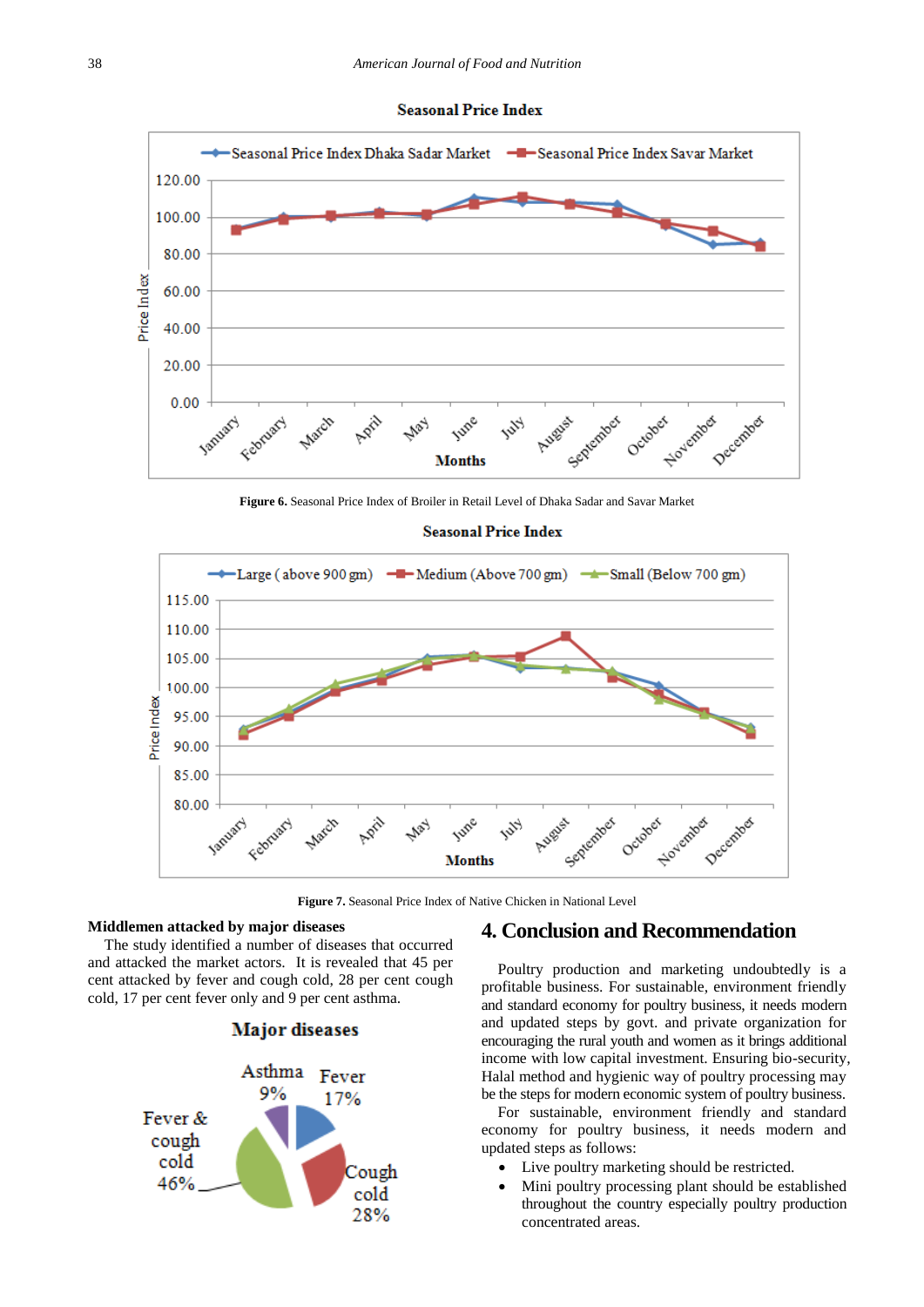**Figure 6.** Seasonal Price Index of Broiler in Retail Level of Dhaka Sadar and Savar Market

**Figure 7.** Seasonal Price Index of Native Chicken in National Level

**Middlemen attacked by major diseases**

The study identified a number of diseases that occurred and attacked the market actors. It is revealed that 45 per cent attacked by fever and cough cold, 28 per cent cough cold, 17 per cent fever only and 9 per cent asthma.

## 4. Conclusion and Recommendation

Poultry production and marketing undoubtedly is a profitable business. For sustainable, environment friendly and standard economy for poultry business, it needs modern and updated steps by govt. and private organization for encouraging the rural youth and women as it brings additional income with low capital investment. Ensuring bio-security, Halal method and hygienic way of poultry processing may be the steps for modern economic system of poultry business.

For sustainable, environment friendly and standard economy for poultry business, it needs modern and updated steps as follows:

- Live poultry marketing should be restricted.
- Mini poultry processing plant should be established throughout the country especially poultry production concentrated areas.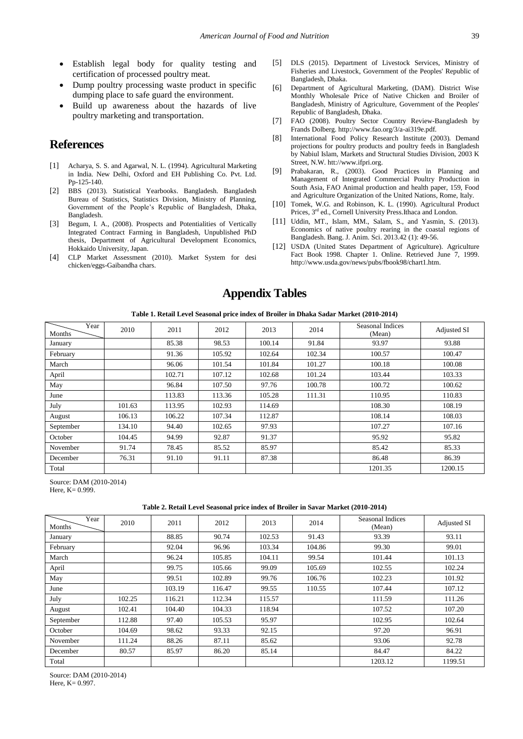- Establish legal body for quality testing and certification of processed poultry meat.
- Dump poultry processing waste product in specific dumping place to safe guard the environment.
- Build up awareness about the hazards of live poultry marketing and transportation.

## References

[1] Acharya, S. S. and Agarwal, N. L. (1994). Agricultural Marketing in India. New Delhi, Oxford and EH Publishing Co. Pvt. Ltd. Pp-125-140.

[2] BBS (2013). Statistical Yearbooks. Bangladesh. Bangladesh Bureau of Statistics, Statistics Division, Ministry of Planning, Government of the People's Republic of Bangladesh, Dhaka, Bangladesh.

[3] Begum, I. A., (2008). Prospects and Potentialities of Vertically Integrated Contract Farming in Bangladesh, Unpublished PhD thesis, Department of Agricultural Development Economics, Hokkaido University, Japan.

[4] CLP Market Assessment (2010). Market System for desi chicken/eggs-Gaibandha chars.

[5] DLS (2015). Department of Livestock Services, Ministry of Fisheries and Livestock, Government of the Peoples' Republic of Bangladesh, Dhaka.

[6] Department of Agricultural Marketing, (DAM). District Wise Monthly Wholesale Price of Native Chicken and Broiler of Bangladesh, Ministry of Agriculture, Government of the Peoples' Republic of Bangladesh, Dhaka.

[7] FAO (2008). Poultry Sector Country Review-Bangladesh by Frands Dolberg. http://www.fao.org/3/a-ai319e.pdf.

[8] International Food Policy Research Institute (2003). Demand projections for poultry products and poultry feeds in Bangladesh by Nabiul Islam, Markets and Structural Studies Division, 2003 K Street, N.W. htt://www.ifpri.org.

[9] Prabakaran, R., (2003). Good Practices in Planning and Management of Integrated Commercial Poultry Production in South Asia, FAO Animal production and health paper, 159, Food and Agriculture Organization of the United Nations, Rome, Italy.

[10] Tomek, W.G. and Robinson, K. L. (1990). Agricultural Product Prices, 3rd ed., Cornell University Press.Ithaca and London.

[11] Uddin, MT., Islam, MM., Salam, S., and Yasmin, S. (2013). Economics of native poultry rearing in the coastal regions of Bangladesh. Bang. J. Anim. Sci. 2013.42 (1): 49-56.

[12] USDA (United States Department of Agriculture). Agriculture Fact Book 1998. Chapter 1. Online. Retrieved June 7, 1999. http://www.usda.gov/news/pubs/fbook98/chart1.htm.

# Appendix Tables

**Table 1. Retail Level Seasonal price index of Broiler in Dhaka Sadar Market (2010-2014)**

| Months \ Year | 2010 | 2011 | 2012 | 2013 | 2014 | Seasonal Indices (Mean) | Adjusted SI |
|---|---|---|---|---|---|---|---|
| January | | 85.38 | 98.53 | 100.14 | 91.84 | 93.97 | 93.88 |
| February | | 91.36 | 105.92 | 102.64 | 102.34 | 100.57 | 100.47 |
| March | | 96.06 | 101.54 | 101.84 | 101.27 | 100.18 | 100.08 |
| April | | 102.71 | 107.12 | 102.68 | 101.24 | 103.44 | 103.33 |
| May | | 96.84 | 107.50 | 97.76 | 100.78 | 100.72 | 100.62 |
| June | | 113.83 | 113.36 | 105.28 | 111.31 | 110.95 | 110.83 |
| July | 101.63 | 113.95 | 102.93 | 114.69 | | 108.30 | 108.19 |
| August | 106.13 | 106.22 | 107.34 | 112.87 | | 108.14 | 108.03 |
| September | 134.10 | 94.40 | 102.65 | 97.93 | | 107.27 | 107.16 |
| October | 104.45 | 94.99 | 92.87 | 91.37 | | 95.92 | 95.82 |
| November | 91.74 | 78.45 | 85.52 | 85.97 | | 85.42 | 85.33 |
| December | 76.31 | 91.10 | 91.11 | 87.38 | | 86.48 | 86.39 |
| Total | | | | | | 1201.35 | 1200.15 |

Source: DAM (2010-2014)
Here, K= 0.999.

**Table 2. Retail Level Seasonal price index of Broiler in Savar Market (2010-2014)**

| Months \ Year | 2010 | 2011 | 2012 | 2013 | 2014 | Seasonal Indices (Mean) | Adjusted SI |
|---|---|---|---|---|---|---|---|
| January | | 88.85 | 90.74 | 102.53 | 91.43 | 93.39 | 93.11 |
| February | | 92.04 | 96.96 | 103.34 | 104.86 | 99.30 | 99.01 |
| March | | 96.24 | 105.85 | 104.11 | 99.54 | 101.44 | 101.13 |
| April | | 99.75 | 105.66 | 99.09 | 105.69 | 102.55 | 102.24 |
| May | | 99.51 | 102.89 | 99.76 | 106.76 | 102.23 | 101.92 |
| June | | 103.19 | 116.47 | 99.55 | 110.55 | 107.44 | 107.12 |
| July | 102.25 | 116.21 | 112.34 | 115.57 | | 111.59 | 111.26 |
| August | 102.41 | 104.40 | 104.33 | 118.94 | | 107.52 | 107.20 |
| September | 112.88 | 97.40 | 105.53 | 95.97 | | 102.95 | 102.64 |
| October | 104.69 | 98.62 | 93.33 | 92.15 | | 97.20 | 96.91 |
| November | 111.24 | 88.26 | 87.11 | 85.62 | | 93.06 | 92.78 |
| December | 80.57 | 85.97 | 86.20 | 85.14 | | 84.47 | 84.22 |
| Total | | | | | | 1203.12 | 1199.51 |

Source: DAM (2010-2014)
Here, K= 0.997.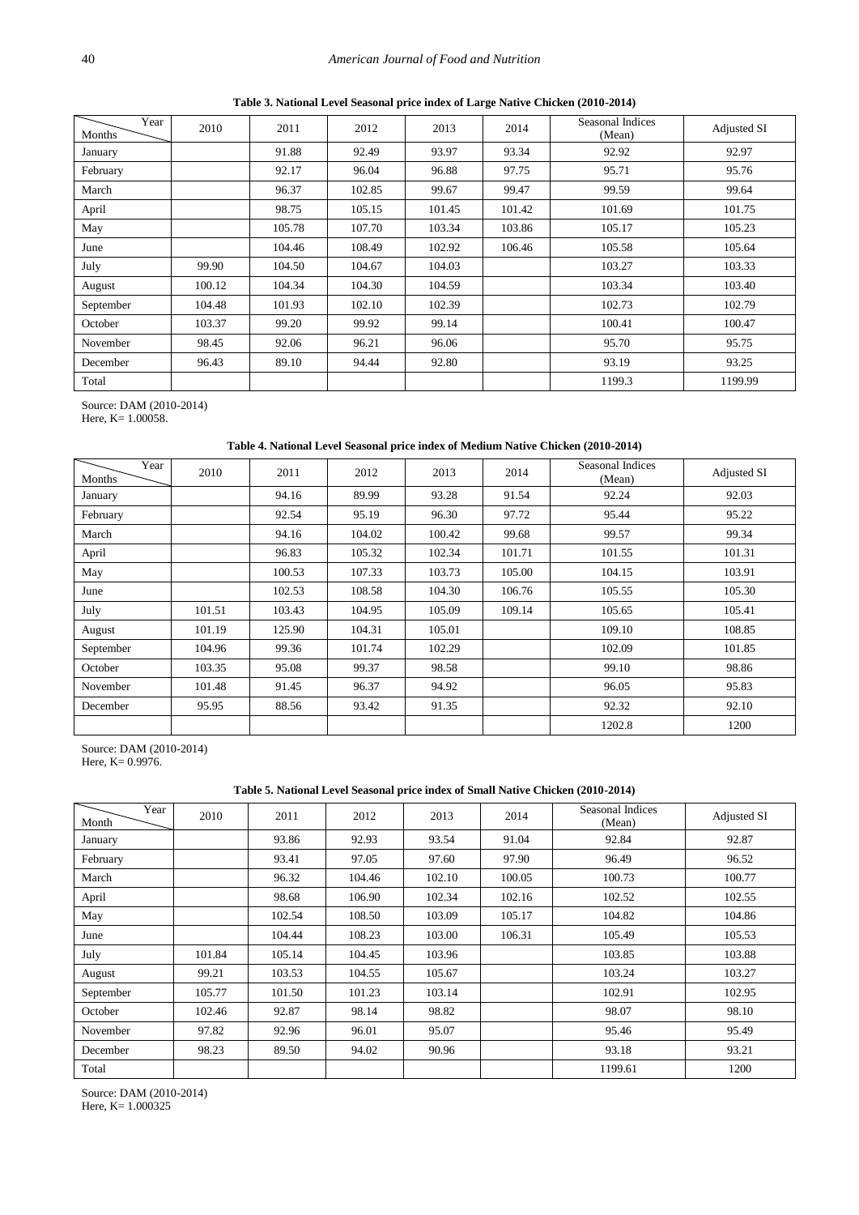**Table 3. National Level Seasonal price index of Large Native Chicken (2010-2014)**

| Year / Months | 2010 | 2011 | 2012 | 2013 | 2014 | Seasonal Indices (Mean) | Adjusted SI |
|---|---|---|---|---|---|---|---|
| January | | 91.88 | 92.49 | 93.97 | 93.34 | 92.92 | 92.97 |
| February | | 92.17 | 96.04 | 96.88 | 97.75 | 95.71 | 95.76 |
| March | | 96.37 | 102.85 | 99.67 | 99.47 | 99.59 | 99.64 |
| April | | 98.75 | 105.15 | 101.45 | 101.42 | 101.69 | 101.75 |
| May | | 105.78 | 107.70 | 103.34 | 103.86 | 105.17 | 105.23 |
| June | | 104.46 | 108.49 | 102.92 | 106.46 | 105.58 | 105.64 |
| July | 99.90 | 104.50 | 104.67 | 104.03 | | 103.27 | 103.33 |
| August | 100.12 | 104.34 | 104.30 | 104.59 | | 103.34 | 103.40 |
| September | 104.48 | 101.93 | 102.10 | 102.39 | | 102.73 | 102.79 |
| October | 103.37 | 99.20 | 99.92 | 99.14 | | 100.41 | 100.47 |
| November | 98.45 | 92.06 | 96.21 | 96.06 | | 95.70 | 95.75 |
| December | 96.43 | 89.10 | 94.44 | 92.80 | | 93.19 | 93.25 |
| Total | | | | | | 1199.3 | 1199.99 |

Source: DAM (2010-2014)
Here, K= 1.00058.

**Table 4. National Level Seasonal price index of Medium Native Chicken (2010-2014)**

| Year / Months | 2010 | 2011 | 2012 | 2013 | 2014 | Seasonal Indices (Mean) | Adjusted SI |
|---|---|---|---|---|---|---|---|
| January | | 94.16 | 89.99 | 93.28 | 91.54 | 92.24 | 92.03 |
| February | | 92.54 | 95.19 | 96.30 | 97.72 | 95.44 | 95.22 |
| March | | 94.16 | 104.02 | 100.42 | 99.68 | 99.57 | 99.34 |
| April | | 96.83 | 105.32 | 102.34 | 101.71 | 101.55 | 101.31 |
| May | | 100.53 | 107.33 | 103.73 | 105.00 | 104.15 | 103.91 |
| June | | 102.53 | 108.58 | 104.30 | 106.76 | 105.55 | 105.30 |
| July | 101.51 | 103.43 | 104.95 | 105.09 | 109.14 | 105.65 | 105.41 |
| August | 101.19 | 125.90 | 104.31 | 105.01 | | 109.10 | 108.85 |
| September | 104.96 | 99.36 | 101.74 | 102.29 | | 102.09 | 101.85 |
| October | 103.35 | 95.08 | 99.37 | 98.58 | | 99.10 | 98.86 |
| November | 101.48 | 91.45 | 96.37 | 94.92 | | 96.05 | 95.83 |
| December | 95.95 | 88.56 | 93.42 | 91.35 | | 92.32 | 92.10 |
| | | | | | | 1202.8 | 1200 |

Source: DAM (2010-2014)
Here, K= 0.9976.

**Table 5. National Level Seasonal price index of Small Native Chicken (2010-2014)**

| Year / Month | 2010 | 2011 | 2012 | 2013 | 2014 | Seasonal Indices (Mean) | Adjusted SI |
|---|---|---|---|---|---|---|---|
| January | | 93.86 | 92.93 | 93.54 | 91.04 | 92.84 | 92.87 |
| February | | 93.41 | 97.05 | 97.60 | 97.90 | 96.49 | 96.52 |
| March | | 96.32 | 104.46 | 102.10 | 100.05 | 100.73 | 100.77 |
| April | | 98.68 | 106.90 | 102.34 | 102.16 | 102.52 | 102.55 |
| May | | 102.54 | 108.50 | 103.09 | 105.17 | 104.82 | 104.86 |
| June | | 104.44 | 108.23 | 103.00 | 106.31 | 105.49 | 105.53 |
| July | 101.84 | 105.14 | 104.45 | 103.96 | | 103.85 | 103.88 |
| August | 99.21 | 103.53 | 104.55 | 105.67 | | 103.24 | 103.27 |
| September | 105.77 | 101.50 | 101.23 | 103.14 | | 102.91 | 102.95 |
| October | 102.46 | 92.87 | 98.14 | 98.82 | | 98.07 | 98.10 |
| November | 97.82 | 92.96 | 96.01 | 95.07 | | 95.46 | 95.49 |
| December | 98.23 | 89.50 | 94.02 | 90.96 | | 93.18 | 93.21 |
| Total | | | | | | 1199.61 | 1200 |

Source: DAM (2010-2014)
Here, K= 1.000325